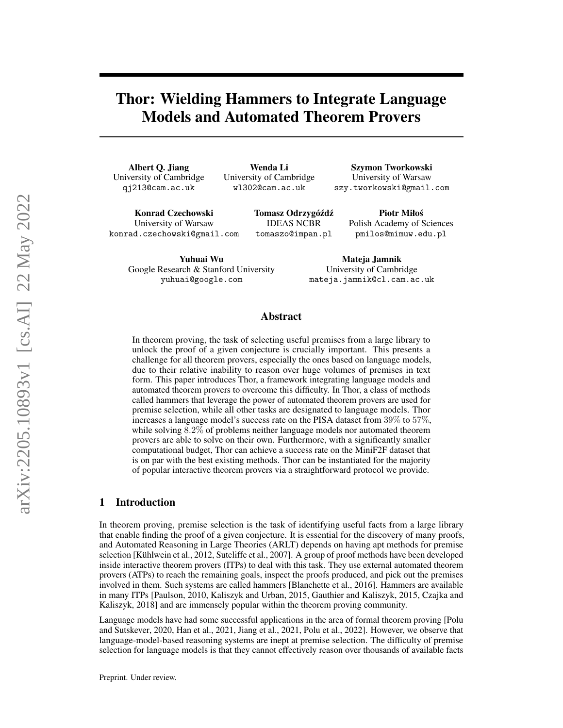# Thor: Wielding Hammers to Integrate Language Models and Automated Theorem Provers

**Albert Q. Jiang**
University of Cambridge
qj213@cam.ac.uk

**Wenda Li**
University of Cambridge
wl302@cam.ac.uk

**Szymon Tworkowski**
University of Warsaw
szy.tworkowski@gmail.com

**Konrad Czechowski**
University of Warsaw
konrad.czechowski@gmail.com

**Tomasz Odrzygóźdź**
IDEAS NCBR
tomaszo@impan.pl

**Piotr Miłoś**
Polish Academy of Sciences
pmilos@mimuw.edu.pl

**Yuhuai Wu**
Google Research & Stanford University
yuhuai@google.com

**Mateja Jamnik**
University of Cambridge
mateja.jamnik@cl.cam.ac.uk

## Abstract

In theorem proving, the task of selecting useful premises from a large library to unlock the proof of a given conjecture is crucially important. This presents a challenge for all theorem provers, especially the ones based on language models, due to their relative inability to reason over huge volumes of premises in text form. This paper introduces Thor, a framework integrating language models and automated theorem provers to overcome this difficulty. In Thor, a class of methods called hammers that leverage the power of automated theorem provers are used for premise selection, while all other tasks are designated to language models. Thor increases a language model's success rate on the PISA dataset from $39\%$ to $57\%$, while solving $8.2\%$ of problems neither language models nor automated theorem provers are able to solve on their own. Furthermore, with a significantly smaller computational budget, Thor can achieve a success rate on the MiniF2F dataset that is on par with the best existing methods. Thor can be instantiated for the majority of popular interactive theorem provers via a straightforward protocol we provide.

## 1 Introduction

In theorem proving, premise selection is the task of identifying useful facts from a large library that enable finding the proof of a given conjecture. It is essential for the discovery of many proofs, and Automated Reasoning in Large Theories (ARLT) depends on having apt methods for premise selection [Kühlwein et al., 2012, Sutcliffe et al., 2007]. A group of proof methods have been developed inside interactive theorem provers (ITPs) to deal with this task. They use external automated theorem provers (ATPs) to reach the remaining goals, inspect the proofs produced, and pick out the premises involved in them. Such systems are called hammers [Blanchette et al., 2016]. Hammers are available in many ITPs [Paulson, 2010, Kaliszyk and Urban, 2015, Gauthier and Kaliszyk, 2015, Czajka and Kaliszyk, 2018] and are immensely popular within the theorem proving community.

Language models have had some successful applications in the area of formal theorem proving [Polu and Sutskever, 2020, Han et al., 2021, Jiang et al., 2021, Polu et al., 2022]. However, we observe that language-model-based reasoning systems are inept at premise selection. The difficulty of premise selection for language models is that they cannot effectively reason over thousands of available facts

Preprint. Under review.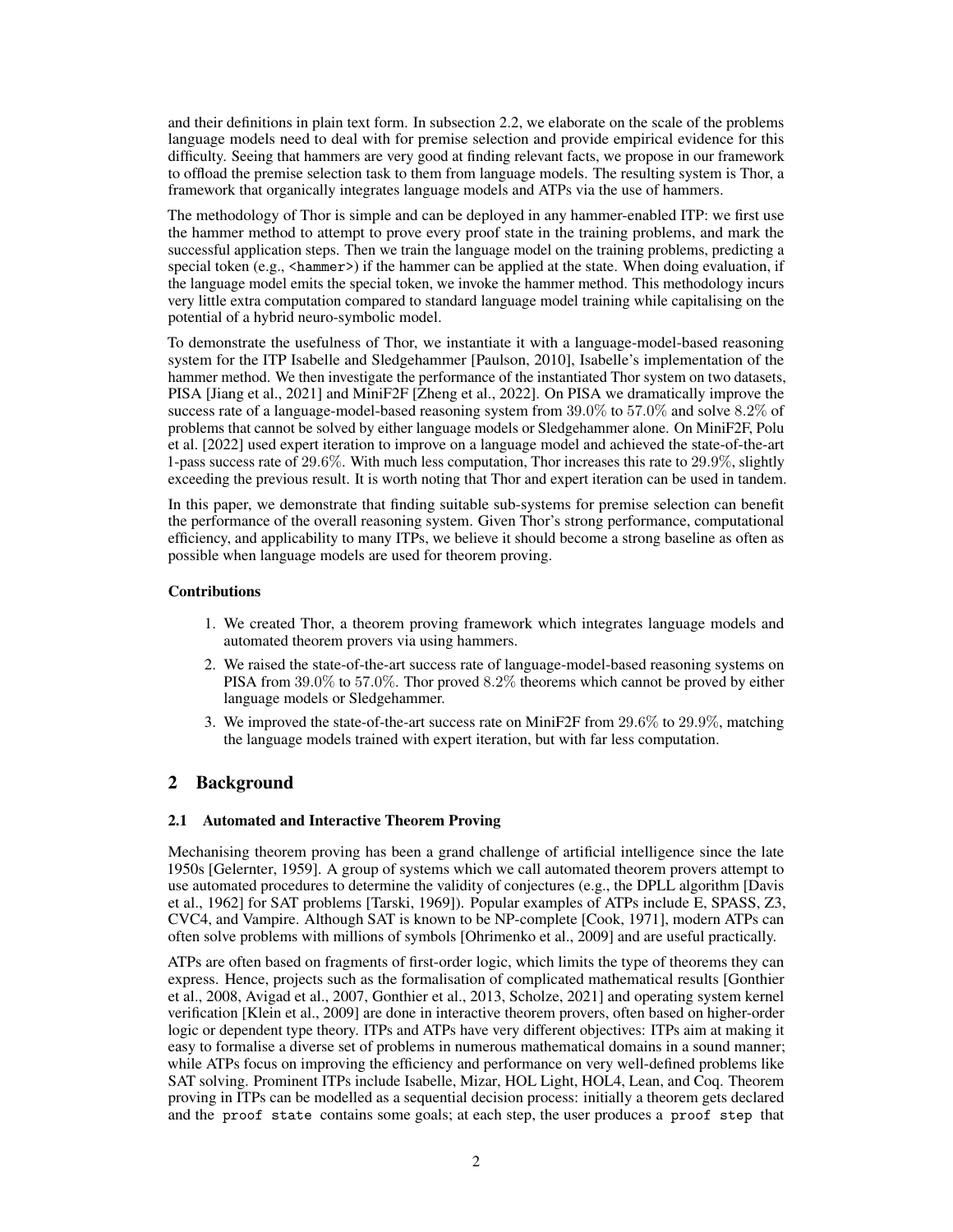and their definitions in plain text form. In subsection 2.2, we elaborate on the scale of the problems language models need to deal with for premise selection and provide empirical evidence for this difficulty. Seeing that hammers are very good at finding relevant facts, we propose in our framework to offload the premise selection task to them from language models. The resulting system is Thor, a framework that organically integrates language models and ATPs via the use of hammers.

The methodology of Thor is simple and can be deployed in any hammer-enabled ITP: we first use the hammer method to attempt to prove every proof state in the training problems, and mark the successful application steps. Then we train the language model on the training problems, predicting a special token (e.g., `<hammer>`) if the hammer can be applied at the state. When doing evaluation, if the language model emits the special token, we invoke the hammer method. This methodology incurs very little extra computation compared to standard language model training while capitalising on the potential of a hybrid neuro-symbolic model.

To demonstrate the usefulness of Thor, we instantiate it with a language-model-based reasoning system for the ITP Isabelle and Sledgehammer [Paulson, 2010], Isabelle's implementation of the hammer method. We then investigate the performance of the instantiated Thor system on two datasets, PISA [Jiang et al., 2021] and MiniF2F [Zheng et al., 2022]. On PISA we dramatically improve the success rate of a language-model-based reasoning system from $39.0\%$ to $57.0\%$ and solve $8.2\%$ of problems that cannot be solved by either language models or Sledgehammer alone. On MiniF2F, Polu et al. [2022] used expert iteration to improve on a language model and achieved the state-of-the-art 1-pass success rate of $29.6\%$. With much less computation, Thor increases this rate to $29.9\%$, slightly exceeding the previous result. It is worth noting that Thor and expert iteration can be used in tandem.

In this paper, we demonstrate that finding suitable sub-systems for premise selection can benefit the performance of the overall reasoning system. Given Thor's strong performance, computational efficiency, and applicability to many ITPs, we believe it should become a strong baseline as often as possible when language models are used for theorem proving.

**Contributions**

1. We created Thor, a theorem proving framework which integrates language models and automated theorem provers via using hammers.
2. We raised the state-of-the-art success rate of language-model-based reasoning systems on PISA from $39.0\%$ to $57.0\%$. Thor proved $8.2\%$ theorems which cannot be proved by either language models or Sledgehammer.
3. We improved the state-of-the-art success rate on MiniF2F from $29.6\%$ to $29.9\%$, matching the language models trained with expert iteration, but with far less computation.

## 2 Background

### 2.1 Automated and Interactive Theorem Proving

Mechanising theorem proving has been a grand challenge of artificial intelligence since the late 1950s [Gelernter, 1959]. A group of systems which we call automated theorem provers attempt to use automated procedures to determine the validity of conjectures (e.g., the DPLL algorithm [Davis et al., 1962] for SAT problems [Tarski, 1969]). Popular examples of ATPs include E, SPASS, Z3, CVC4, and Vampire. Although SAT is known to be NP-complete [Cook, 1971], modern ATPs can often solve problems with millions of symbols [Ohrimenko et al., 2009] and are useful practically.

ATPs are often based on fragments of first-order logic, which limits the type of theorems they can express. Hence, projects such as the formalisation of complicated mathematical results [Gonthier et al., 2008, Avigad et al., 2007, Gonthier et al., 2013, Scholze, 2021] and operating system kernel verification [Klein et al., 2009] are done in interactive theorem provers, often based on higher-order logic or dependent type theory. ITPs and ATPs have very different objectives: ITPs aim at making it easy to formalise a diverse set of problems in numerous mathematical domains in a sound manner; while ATPs focus on improving the efficiency and performance on very well-defined problems like SAT solving. Prominent ITPs include Isabelle, Mizar, HOL Light, HOL4, Lean, and Coq. Theorem proving in ITPs can be modelled as a sequential decision process: initially a theorem gets declared and the `proof state` contains some goals; at each step, the user produces a `proof step` that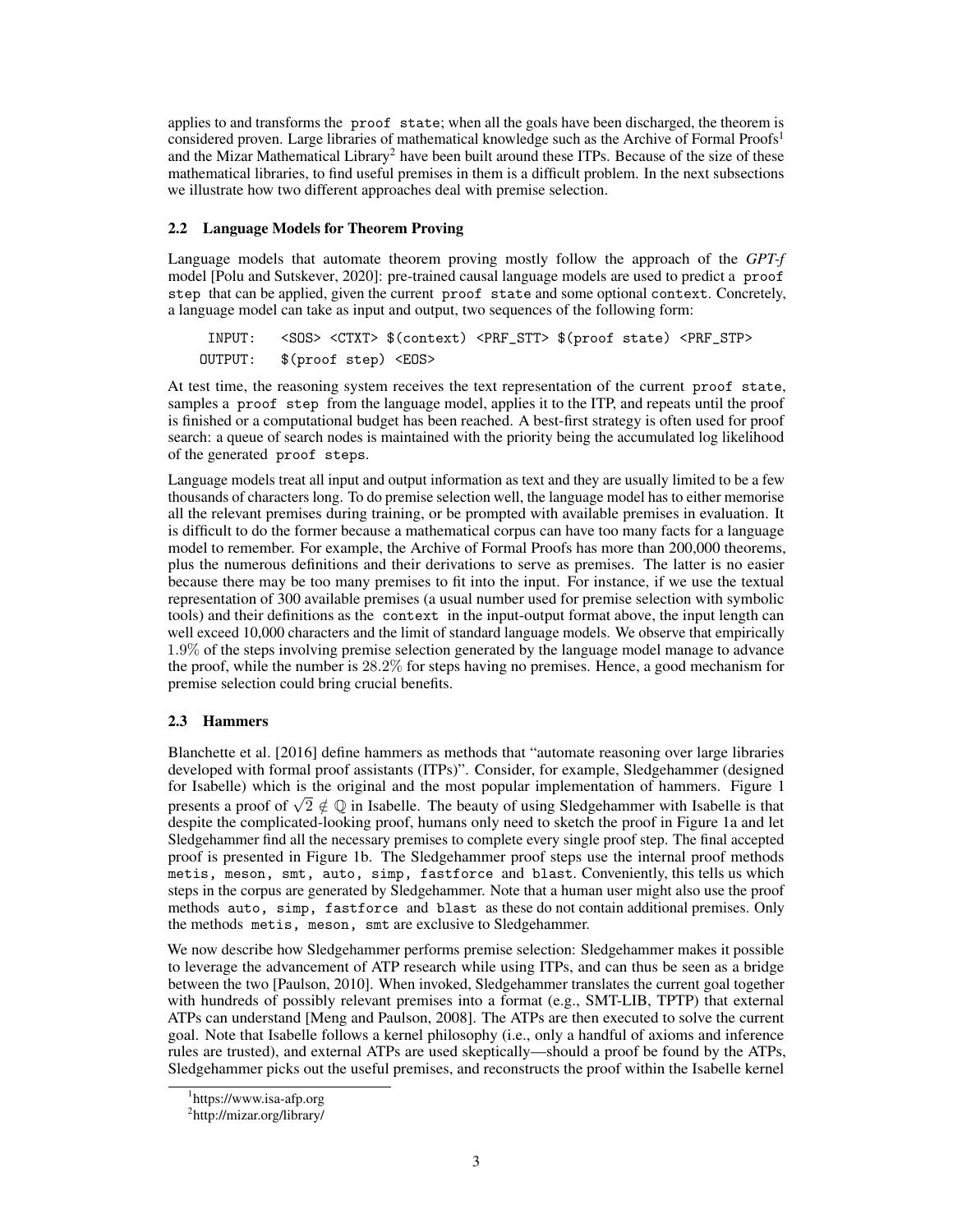applies to and transforms the `proof state`; when all the goals have been discharged, the theorem is considered proven. Large libraries of mathematical knowledge such as the Archive of Formal Proofs[1] and the Mizar Mathematical Library[2] have been built around these ITPs. Because of the size of these mathematical libraries, to find useful premises in them is a difficult problem. In the next subsections we illustrate how two different approaches deal with premise selection.

### 2.2 Language Models for Theorem Proving

Language models that automate theorem proving mostly follow the approach of the *GPT-f* model [Polu and Sutskever, 2020]: pre-trained causal language models are used to predict a `proof step` that can be applied, given the current `proof state` and some optional `context`. Concretely, a language model can take as input and output, two sequences of the following form:

```
 INPUT:   <SOS> <CTXT> $(context) <PRF_STT> $(proof state) <PRF_STP>
OUTPUT:   $(proof step) <EOS>
```

At test time, the reasoning system receives the text representation of the current `proof state`, samples a `proof step` from the language model, applies it to the ITP, and repeats until the proof is finished or a computational budget has been reached. A best-first strategy is often used for proof search: a queue of search nodes is maintained with the priority being the accumulated log likelihood of the generated `proof steps`.

Language models treat all input and output information as text and they are usually limited to be a few thousands of characters long. To do premise selection well, the language model has to either memorise all the relevant premises during training, or be prompted with available premises in evaluation. It is difficult to do the former because a mathematical corpus can have too many facts for a language model to remember. For example, the Archive of Formal Proofs has more than 200,000 theorems, plus the numerous definitions and their derivations to serve as premises. The latter is no easier because there may be too many premises to fit into the input. For instance, if we use the textual representation of 300 available premises (a usual number used for premise selection with symbolic tools) and their definitions as the `context` in the input-output format above, the input length can well exceed 10,000 characters and the limit of standard language models. We observe that empirically $1.9\%$ of the steps involving premise selection generated by the language model manage to advance the proof, while the number is $28.2\%$ for steps having no premises. Hence, a good mechanism for premise selection could bring crucial benefits.

### 2.3 Hammers

Blanchette et al. [2016] define hammers as methods that "automate reasoning over large libraries developed with formal proof assistants (ITPs)". Consider, for example, Sledgehammer (designed for Isabelle) which is the original and the most popular implementation of hammers. Figure 1 presents a proof of $\sqrt{2} \notin \mathbb{Q}$ in Isabelle. The beauty of using Sledgehammer with Isabelle is that despite the complicated-looking proof, humans only need to sketch the proof in Figure 1a and let Sledgehammer find all the necessary premises to complete every single proof step. The final accepted proof is presented in Figure 1b. The Sledgehammer proof steps use the internal proof methods `metis, meson, smt, auto, simp, fastforce` and `blast`. Conveniently, this tells us which steps in the corpus are generated by Sledgehammer. Note that a human user might also use the proof methods `auto, simp, fastforce` and `blast` as these do not contain additional premises. Only the methods `metis, meson, smt` are exclusive to Sledgehammer.

We now describe how Sledgehammer performs premise selection: Sledgehammer makes it possible to leverage the advancement of ATP research while using ITPs, and can thus be seen as a bridge between the two [Paulson, 2010]. When invoked, Sledgehammer translates the current goal together with hundreds of possibly relevant premises into a format (e.g., SMT-LIB, TPTP) that external ATPs can understand [Meng and Paulson, 2008]. The ATPs are then executed to solve the current goal. Note that Isabelle follows a kernel philosophy (i.e., only a handful of axioms and inference rules are trusted), and external ATPs are used skeptically—should a proof be found by the ATPs, Sledgehammer picks out the useful premises, and reconstructs the proof within the Isabelle kernel

[1] https://www.isa-afp.org

[2] http://mizar.org/library/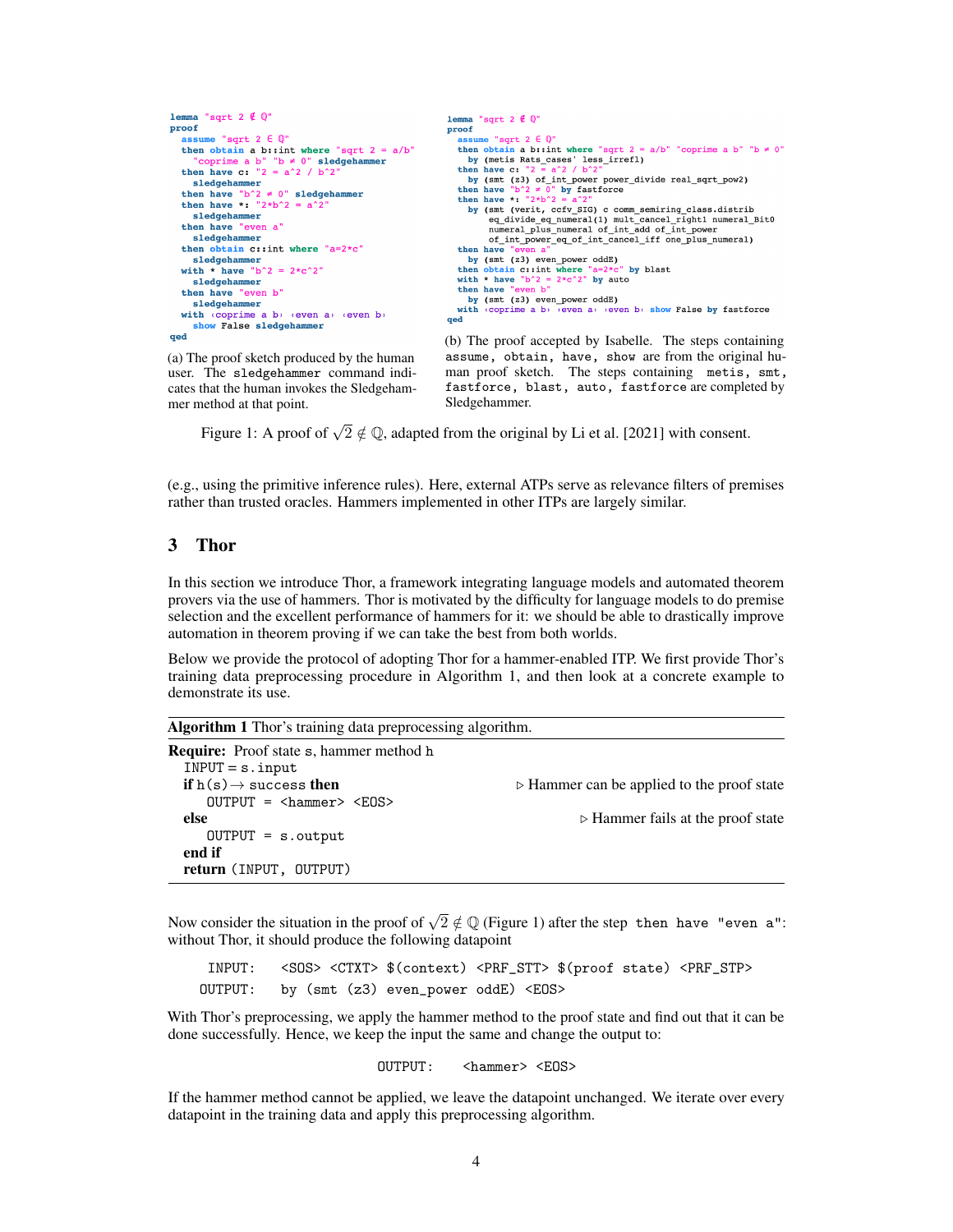```
lemma "sqrt 2 ∉ ℚ"
proof
  assume "sqrt 2 ∈ ℚ"
  then obtain a b::int where "sqrt 2 = a/b"
    "coprime a b" "b ≠ 0" sledgehammer
  then have c: "2 = a^2 / b^2"
    sledgehammer
  then have "b^2 ≠ 0" sledgehammer
  then have *: "2*b^2 = a^2"
    sledgehammer
  then have "even a"
    sledgehammer
  then obtain c::int where "a=2*c"
    sledgehammer
  with * have "b^2 = 2*c^2"
    sledgehammer
  then have "even b"
    sledgehammer
  with ‹coprime a b› ‹even a› ‹even b›
    show False sledgehammer
qed
```

(a) The proof sketch produced by the human user. The `sledgehammer` command indicates that the human invokes the Sledgehammer method at that point.

```
lemma "sqrt 2 ∉ ℚ"
proof
  assume "sqrt 2 ∈ ℚ"
  then obtain a b::int where "sqrt 2 = a/b" "coprime a b" "b ≠ 0"
    by (metis Rats_cases' less_irrefl)
  then have c: "2 = a^2 / b^2"
    by (smt (z3) of_int_power power_divide real_sqrt_pow2)
  then have "b^2 ≠ 0" by fastforce
  then have *: "2*b^2 = a^2"
    by (smt (verit, ccfv_SIG) c comm_semiring_class.distrib
        eq_divide_eq_numeral(1) mult_cancel_right1 numeral_Bit0
        numeral_plus_numeral of_int_add of_int_power
        of_int_power_eq_of_int_cancel_iff one_plus_numeral)
  then have "even a"
    by (smt (z3) even_power oddE)
  then obtain c::int where "a=2*c" by blast
  with * have "b^2 = 2*c^2" by auto
  then have "even b"
    by (smt (z3) even_power oddE)
  with ‹coprime a b› ‹even a› ‹even b› show False by fastforce
qed
```

(b) The proof accepted by Isabelle. The steps containing `assume`, `obtain`, `have`, `show` are from the original human proof sketch. The steps containing `metis`, `smt`, `fastforce`, `blast`, `auto`, `fastforce` are completed by Sledgehammer.

Figure 1: A proof of $\sqrt{2} \notin \mathbb{Q}$, adapted from the original by Li et al. [2021] with consent.

(e.g., using the primitive inference rules). Here, external ATPs serve as relevance filters of premises rather than trusted oracles. Hammers implemented in other ITPs are largely similar.

## 3 Thor

In this section we introduce Thor, a framework integrating language models and automated theorem provers via the use of hammers. Thor is motivated by the difficulty for language models to do premise selection and the excellent performance of hammers for it: we should be able to drastically improve automation in theorem proving if we can take the best from both worlds.

Below we provide the protocol of adopting Thor for a hammer-enabled ITP. We first provide Thor's training data preprocessing procedure in Algorithm 1, and then look at a concrete example to demonstrate its use.

**Algorithm 1** Thor's training data preprocessing algorithm.

```
Require: Proof state s, hammer method h
  INPUT = s.input
  if h(s) → success then                    ▷ Hammer can be applied to the proof state
      OUTPUT = <hammer> <EOS>
  else                                      ▷ Hammer fails at the proof state
      OUTPUT = s.output
  end if
  return (INPUT, OUTPUT)
```

Now consider the situation in the proof of $\sqrt{2} \notin \mathbb{Q}$ (Figure 1) after the step `then have "even a"`: without Thor, it should produce the following datapoint

```
 INPUT:   <SOS> <CTXT> $(context) <PRF_STT> $(proof state) <PRF_STP>
OUTPUT:   by (smt (z3) even_power oddE) <EOS>
```

With Thor's preprocessing, we apply the hammer method to the proof state and find out that it can be done successfully. Hence, we keep the input the same and change the output to:

```
OUTPUT:   <hammer> <EOS>
```

If the hammer method cannot be applied, we leave the datapoint unchanged. We iterate over every datapoint in the training data and apply this preprocessing algorithm.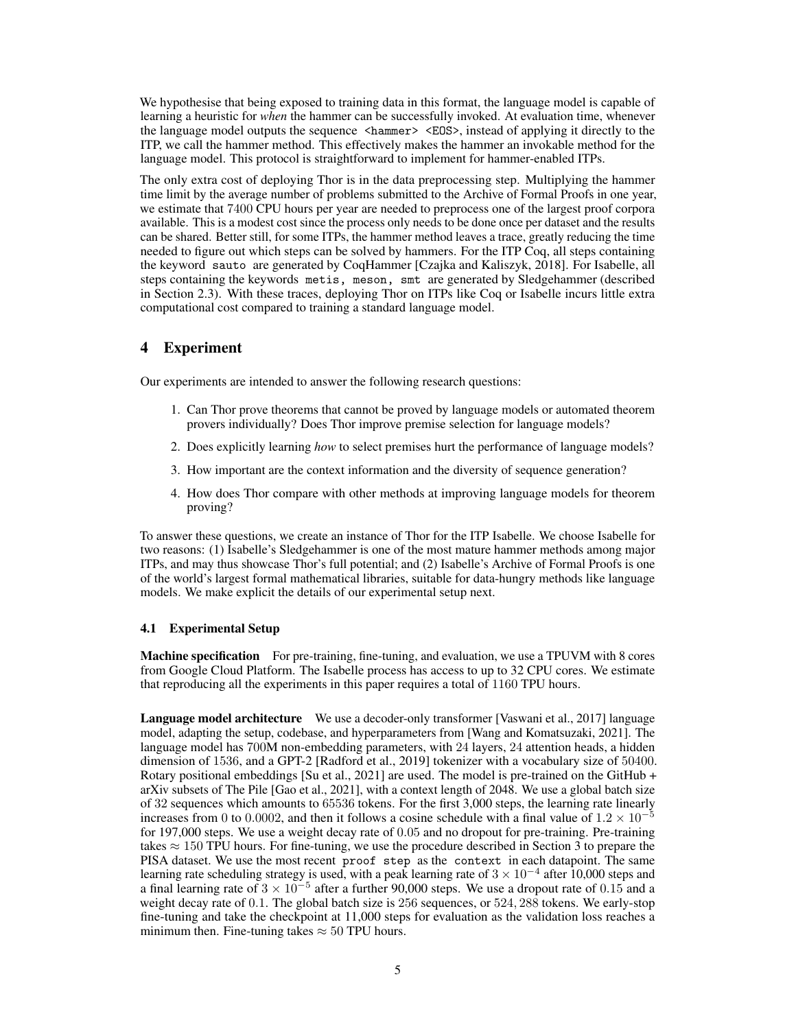We hypothesise that being exposed to training data in this format, the language model is capable of learning a heuristic for *when* the hammer can be successfully invoked. At evaluation time, whenever the language model outputs the sequence `<hammer> <EOS>`, instead of applying it directly to the ITP, we call the hammer method. This effectively makes the hammer an invokable method for the language model. This protocol is straightforward to implement for hammer-enabled ITPs.

The only extra cost of deploying Thor is in the data preprocessing step. Multiplying the hammer time limit by the average number of problems submitted to the Archive of Formal Proofs in one year, we estimate that $7400$ CPU hours per year are needed to preprocess one of the largest proof corpora available. This is a modest cost since the process only needs to be done once per dataset and the results can be shared. Better still, for some ITPs, the hammer method leaves a trace, greatly reducing the time needed to figure out which steps can be solved by hammers. For the ITP Coq, all steps containing the keyword `sauto` are generated by CoqHammer [Czajka and Kaliszyk, 2018]. For Isabelle, all steps containing the keywords `metis, meson, smt` are generated by Sledgehammer (described in Section 2.3). With these traces, deploying Thor on ITPs like Coq or Isabelle incurs little extra computational cost compared to training a standard language model.

# 4 Experiment

Our experiments are intended to answer the following research questions:

1. Can Thor prove theorems that cannot be proved by language models or automated theorem provers individually? Does Thor improve premise selection for language models?
2. Does explicitly learning *how* to select premises hurt the performance of language models?
3. How important are the context information and the diversity of sequence generation?
4. How does Thor compare with other methods at improving language models for theorem proving?

To answer these questions, we create an instance of Thor for the ITP Isabelle. We choose Isabelle for two reasons: (1) Isabelle's Sledgehammer is one of the most mature hammer methods among major ITPs, and may thus showcase Thor's full potential; and (2) Isabelle's Archive of Formal Proofs is one of the world's largest formal mathematical libraries, suitable for data-hungry methods like language models. We make explicit the details of our experimental setup next.

## 4.1 Experimental Setup

**Machine specification** For pre-training, fine-tuning, and evaluation, we use a TPUVM with 8 cores from Google Cloud Platform. The Isabelle process has access to up to 32 CPU cores. We estimate that reproducing all the experiments in this paper requires a total of $1160$ TPU hours.

**Language model architecture** We use a decoder-only transformer [Vaswani et al., 2017] language model, adapting the setup, codebase, and hyperparameters from [Wang and Komatsuzaki, 2021]. The language model has 700M non-embedding parameters, with $24$ layers, $24$ attention heads, a hidden dimension of $1536$, and a GPT-2 [Radford et al., 2019] tokenizer with a vocabulary size of $50400$. Rotary positional embeddings [Su et al., 2021] are used. The model is pre-trained on the GitHub + arXiv subsets of The Pile [Gao et al., 2021], with a context length of 2048. We use a global batch size of 32 sequences which amounts to $65536$ tokens. For the first 3,000 steps, the learning rate linearly increases from $0$ to $0.0002$, and then it follows a cosine schedule with a final value of $1.2 \times 10^{-5}$ for 197,000 steps. We use a weight decay rate of $0.05$ and no dropout for pre-training. Pre-training takes $\approx 150$ TPU hours. For fine-tuning, we use the procedure described in Section 3 to prepare the PISA dataset. We use the most recent `proof step` as the `context` in each datapoint. The same learning rate scheduling strategy is used, with a peak learning rate of $3 \times 10^{-4}$ after 10,000 steps and a final learning rate of $3 \times 10^{-5}$ after a further 90,000 steps. We use a dropout rate of $0.15$ and a weight decay rate of $0.1$. The global batch size is $256$ sequences, or $524,288$ tokens. We early-stop fine-tuning and take the checkpoint at 11,000 steps for evaluation as the validation loss reaches a minimum then. Fine-tuning takes $\approx 50$ TPU hours.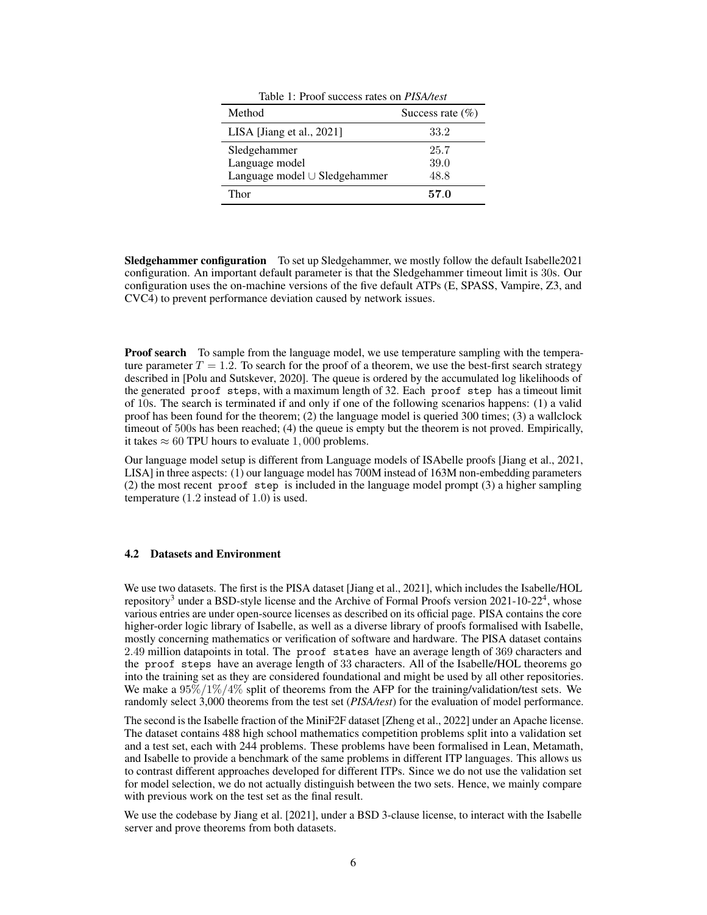Table 1: Proof success rates on *PISA/test*

| Method | Success rate (%) |
|---|---|
| LISA [Jiang et al., 2021] | 33.2 |
| Sledgehammer | 25.7 |
| Language model | 39.0 |
| Language model $\cup$ Sledgehammer | 48.8 |
| Thor | **57.0** |

**Sledgehammer configuration** To set up Sledgehammer, we mostly follow the default Isabelle2021 configuration. An important default parameter is that the Sledgehammer timeout limit is 30s. Our configuration uses the on-machine versions of the five default ATPs (E, SPASS, Vampire, Z3, and CVC4) to prevent performance deviation caused by network issues.

**Proof search** To sample from the language model, we use temperature sampling with the temperature parameter $T = 1.2$. To search for the proof of a theorem, we use the best-first search strategy described in [Polu and Sutskever, 2020]. The queue is ordered by the accumulated log likelihoods of the generated `proof steps`, with a maximum length of 32. Each `proof step` has a timeout limit of 10s. The search is terminated if and only if one of the following scenarios happens: (1) a valid proof has been found for the theorem; (2) the language model is queried 300 times; (3) a wallclock timeout of 500s has been reached; (4) the queue is empty but the theorem is not proved. Empirically, it takes $\approx 60$ TPU hours to evaluate $1,000$ problems.

Our language model setup is different from Language models of ISAbelle proofs [Jiang et al., 2021, LISA] in three aspects: (1) our language model has 700M instead of 163M non-embedding parameters (2) the most recent `proof step` is included in the language model prompt (3) a higher sampling temperature (1.2 instead of 1.0) is used.

### 4.2 Datasets and Environment

We use two datasets. The first is the PISA dataset [Jiang et al., 2021], which includes the Isabelle/HOL repository[3] under a BSD-style license and the Archive of Formal Proofs version 2021-10-22[4], whose various entries are under open-source licenses as described on its official page. PISA contains the core higher-order logic library of Isabelle, as well as a diverse library of proofs formalised with Isabelle, mostly concerning mathematics or verification of software and hardware. The PISA dataset contains 2.49 million datapoints in total. The `proof states` have an average length of 369 characters and the `proof steps` have an average length of 33 characters. All of the Isabelle/HOL theorems go into the training set as they are considered foundational and might be used by all other repositories. We make a $95\%/1\%/4\%$ split of theorems from the AFP for the training/validation/test sets. We randomly select 3,000 theorems from the test set (*PISA/test*) for the evaluation of model performance.

The second is the Isabelle fraction of the MiniF2F dataset [Zheng et al., 2022] under an Apache license. The dataset contains 488 high school mathematics competition problems split into a validation set and a test set, each with 244 problems. These problems have been formalised in Lean, Metamath, and Isabelle to provide a benchmark of the same problems in different ITP languages. This allows us to contrast different approaches developed for different ITPs. Since we do not use the validation set for model selection, we do not actually distinguish between the two sets. Hence, we mainly compare with previous work on the test set as the final result.

We use the codebase by Jiang et al. [2021], under a BSD 3-clause license, to interact with the Isabelle server and prove theorems from both datasets.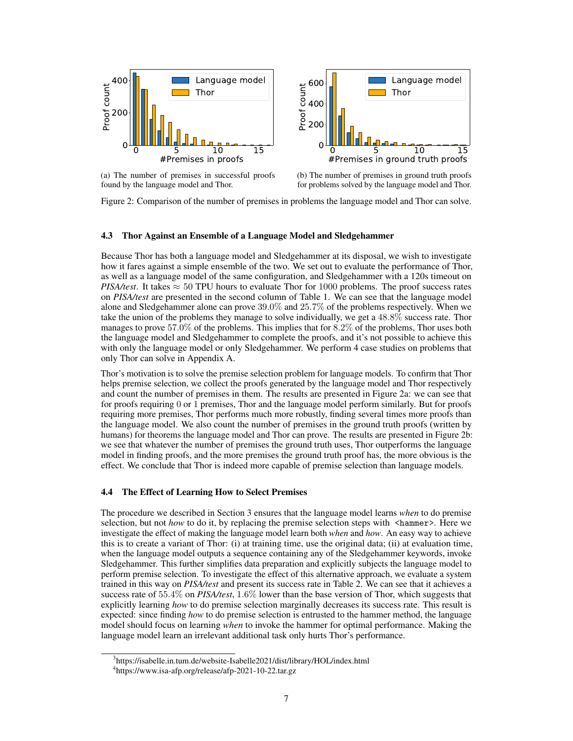(a) The number of premises in successful proofs found by the language model and Thor.

(b) The number of premises in ground truth proofs for problems solved by the language model and Thor.

Figure 2: Comparison of the number of premises in problems the language model and Thor can solve.

### 4.3 Thor Against an Ensemble of a Language Model and Sledgehammer

Because Thor has both a language model and Sledgehammer at its disposal, we wish to investigate how it fares against a simple ensemble of the two. We set out to evaluate the performance of Thor, as well as a language model of the same configuration, and Sledgehammer with a 120s timeout on *PISA/test*. It takes $\approx 50$ TPU hours to evaluate Thor for 1000 problems. The proof success rates on *PISA/test* are presented in the second column of Table 1. We can see that the language model alone and Sledgehammer alone can prove $39.0\%$ and $25.7\%$ of the problems respectively. When we take the union of the problems they manage to solve individually, we get a $48.8\%$ success rate. Thor manages to prove $57.0\%$ of the problems. This implies that for $8.2\%$ of the problems, Thor uses both the language model and Sledgehammer to complete the proofs, and it's not possible to achieve this with only the language model or only Sledgehammer. We perform 4 case studies on problems that only Thor can solve in Appendix A.

Thor's motivation is to solve the premise selection problem for language models. To confirm that Thor helps premise selection, we collect the proofs generated by the language model and Thor respectively and count the number of premises in them. The results are presented in Figure 2a: we can see that for proofs requiring 0 or 1 premises, Thor and the language model perform similarly. But for proofs requiring more premises, Thor performs much more robustly, finding several times more proofs than the language model. We also count the number of premises in the ground truth proofs (written by humans) for theorems the language model and Thor can prove. The results are presented in Figure 2b: we see that whatever the number of premises the ground truth uses, Thor outperforms the language model in finding proofs, and the more premises the ground truth proof has, the more obvious is the effect. We conclude that Thor is indeed more capable of premise selection than language models.

### 4.4 The Effect of Learning How to Select Premises

The procedure we described in Section 3 ensures that the language model learns *when* to do premise selection, but not *how* to do it, by replacing the premise selection steps with `<hammer>`. Here we investigate the effect of making the language model learn both *when* and *how*. An easy way to achieve this is to create a variant of Thor: (i) at training time, use the original data; (ii) at evaluation time, when the language model outputs a sequence containing any of the Sledgehammer keywords, invoke Sledgehammer. This further simplifies data preparation and explicitly subjects the language model to perform premise selection. To investigate the effect of this alternative approach, we evaluate a system trained in this way on *PISA/test* and present its success rate in Table 2. We can see that it achieves a success rate of $55.4\%$ on *PISA/test*, $1.6\%$ lower than the base version of Thor, which suggests that explicitly learning *how* to do premise selection marginally decreases its success rate. This result is expected: since finding *how* to do premise selection is entrusted to the hammer method, the language model should focus on learning *when* to invoke the hammer for optimal performance. Making the language model learn an irrelevant additional task only hurts Thor's performance.

---

[3] https://isabelle.in.tum.de/website-Isabelle2021/dist/library/HOL/index.html

[4] https://www.isa-afp.org/release/afp-2021-10-22.tar.gz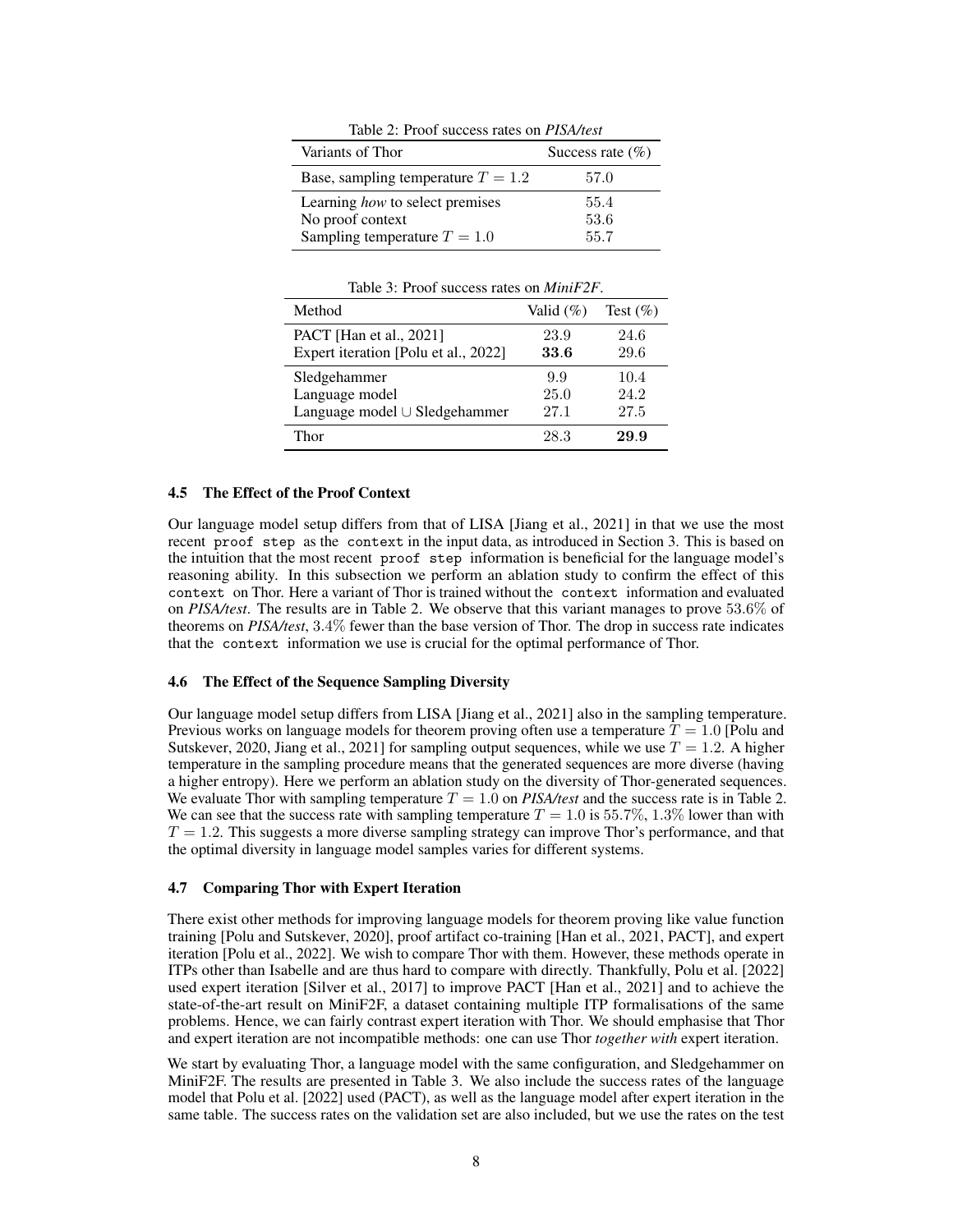Table 2: Proof success rates on *PISA/test*

| Variants of Thor | Success rate (%) |
|---|---|
| Base, sampling temperature $T = 1.2$ | 57.0 |
| Learning *how* to select premises | 55.4 |
| No proof context | 53.6 |
| Sampling temperature $T = 1.0$ | 55.7 |

Table 3: Proof success rates on *MiniF2F*.

| Method | Valid (%) | Test (%) |
|---|---|---|
| PACT [Han et al., 2021] | 23.9 | 24.6 |
| Expert iteration [Polu et al., 2022] | **33.6** | 29.6 |
| Sledgehammer | 9.9 | 10.4 |
| Language model | 25.0 | 24.2 |
| Language model $\cup$ Sledgehammer | 27.1 | 27.5 |
| Thor | 28.3 | **29.9** |

### 4.5 The Effect of the Proof Context

Our language model setup differs from that of LISA [Jiang et al., 2021] in that we use the most recent `proof step` as the `context` in the input data, as introduced in Section 3. This is based on the intuition that the most recent `proof step` information is beneficial for the language model's reasoning ability. In this subsection we perform an ablation study to confirm the effect of this `context` on Thor. Here a variant of Thor is trained without the `context` information and evaluated on *PISA/test*. The results are in Table 2. We observe that this variant manages to prove 53.6% of theorems on *PISA/test*, 3.4% fewer than the base version of Thor. The drop in success rate indicates that the `context` information we use is crucial for the optimal performance of Thor.

### 4.6 The Effect of the Sequence Sampling Diversity

Our language model setup differs from LISA [Jiang et al., 2021] also in the sampling temperature. Previous works on language models for theorem proving often use a temperature $T = 1.0$ [Polu and Sutskever, 2020, Jiang et al., 2021] for sampling output sequences, while we use $T = 1.2$. A higher temperature in the sampling procedure means that the generated sequences are more diverse (having a higher entropy). Here we perform an ablation study on the diversity of Thor-generated sequences. We evaluate Thor with sampling temperature $T = 1.0$ on *PISA/test* and the success rate is in Table 2. We can see that the success rate with sampling temperature $T = 1.0$ is 55.7%, 1.3% lower than with $T = 1.2$. This suggests a more diverse sampling strategy can improve Thor's performance, and that the optimal diversity in language model samples varies for different systems.

### 4.7 Comparing Thor with Expert Iteration

There exist other methods for improving language models for theorem proving like value function training [Polu and Sutskever, 2020], proof artifact co-training [Han et al., 2021, PACT], and expert iteration [Polu et al., 2022]. We wish to compare Thor with them. However, these methods operate in ITPs other than Isabelle and are thus hard to compare with directly. Thankfully, Polu et al. [2022] used expert iteration [Silver et al., 2017] to improve PACT [Han et al., 2021] and to achieve the state-of-the-art result on MiniF2F, a dataset containing multiple ITP formalisations of the same problems. Hence, we can fairly contrast expert iteration with Thor. We should emphasise that Thor and expert iteration are not incompatible methods: one can use Thor *together with* expert iteration.

We start by evaluating Thor, a language model with the same configuration, and Sledgehammer on MiniF2F. The results are presented in Table 3. We also include the success rates of the language model that Polu et al. [2022] used (PACT), as well as the language model after expert iteration in the same table. The success rates on the validation set are also included, but we use the rates on the test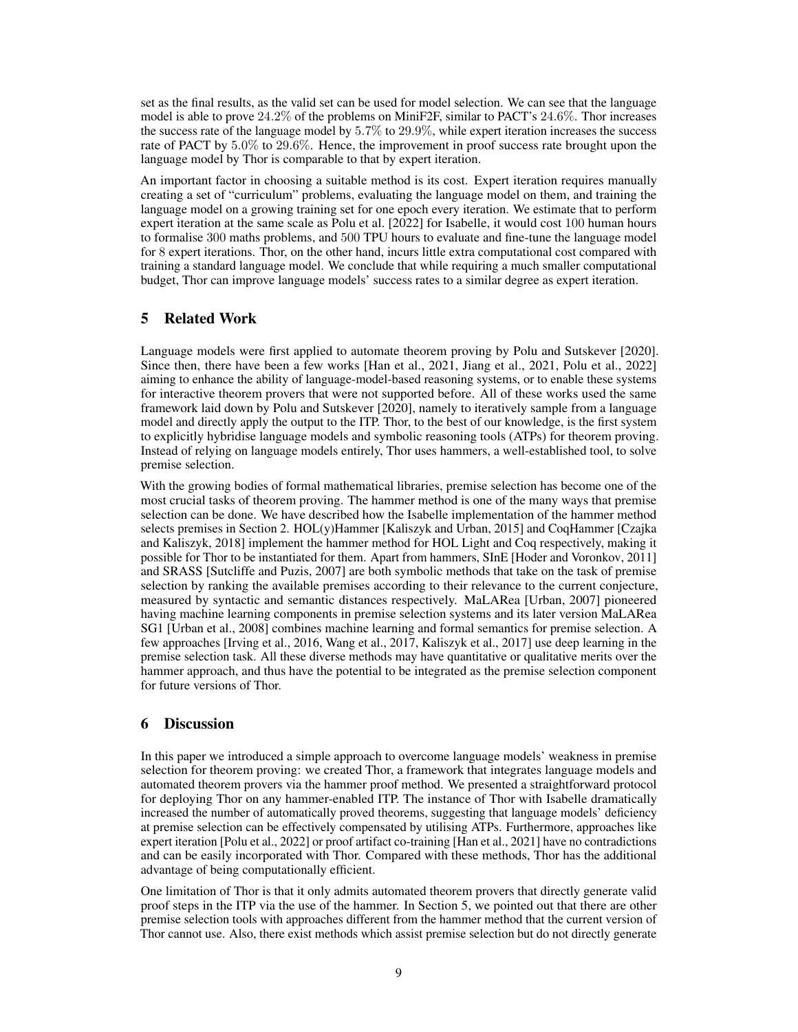set as the final results, as the valid set can be used for model selection. We can see that the language model is able to prove $24.2\%$ of the problems on MiniF2F, similar to PACT's $24.6\%$. Thor increases the success rate of the language model by $5.7\%$ to $29.9\%$, while expert iteration increases the success rate of PACT by $5.0\%$ to $29.6\%$. Hence, the improvement in proof success rate brought upon the language model by Thor is comparable to that by expert iteration.

An important factor in choosing a suitable method is its cost. Expert iteration requires manually creating a set of "curriculum" problems, evaluating the language model on them, and training the language model on a growing training set for one epoch every iteration. We estimate that to perform expert iteration at the same scale as Polu et al. [2022] for Isabelle, it would cost $100$ human hours to formalise $300$ maths problems, and $500$ TPU hours to evaluate and fine-tune the language model for $8$ expert iterations. Thor, on the other hand, incurs little extra computational cost compared with training a standard language model. We conclude that while requiring a much smaller computational budget, Thor can improve language models' success rates to a similar degree as expert iteration.

## 5 Related Work

Language models were first applied to automate theorem proving by Polu and Sutskever [2020]. Since then, there have been a few works [Han et al., 2021, Jiang et al., 2021, Polu et al., 2022] aiming to enhance the ability of language-model-based reasoning systems, or to enable these systems for interactive theorem provers that were not supported before. All of these works used the same framework laid down by Polu and Sutskever [2020], namely to iteratively sample from a language model and directly apply the output to the ITP. Thor, to the best of our knowledge, is the first system to explicitly hybridise language models and symbolic reasoning tools (ATPs) for theorem proving. Instead of relying on language models entirely, Thor uses hammers, a well-established tool, to solve premise selection.

With the growing bodies of formal mathematical libraries, premise selection has become one of the most crucial tasks of theorem proving. The hammer method is one of the many ways that premise selection can be done. We have described how the Isabelle implementation of the hammer method selects premises in Section 2. HOL(y)Hammer [Kaliszyk and Urban, 2015] and CoqHammer [Czajka and Kaliszyk, 2018] implement the hammer method for HOL Light and Coq respectively, making it possible for Thor to be instantiated for them. Apart from hammers, SInE [Hoder and Voronkov, 2011] and SRASS [Sutcliffe and Puzis, 2007] are both symbolic methods that take on the task of premise selection by ranking the available premises according to their relevance to the current conjecture, measured by syntactic and semantic distances respectively. MaLARea [Urban, 2007] pioneered having machine learning components in premise selection systems and its later version MaLARea SG1 [Urban et al., 2008] combines machine learning and formal semantics for premise selection. A few approaches [Irving et al., 2016, Wang et al., 2017, Kaliszyk et al., 2017] use deep learning in the premise selection task. All these diverse methods may have quantitative or qualitative merits over the hammer approach, and thus have the potential to be integrated as the premise selection component for future versions of Thor.

## 6 Discussion

In this paper we introduced a simple approach to overcome language models' weakness in premise selection for theorem proving: we created Thor, a framework that integrates language models and automated theorem provers via the hammer proof method. We presented a straightforward protocol for deploying Thor on any hammer-enabled ITP. The instance of Thor with Isabelle dramatically increased the number of automatically proved theorems, suggesting that language models' deficiency at premise selection can be effectively compensated by utilising ATPs. Furthermore, approaches like expert iteration [Polu et al., 2022] or proof artifact co-training [Han et al., 2021] have no contradictions and can be easily incorporated with Thor. Compared with these methods, Thor has the additional advantage of being computationally efficient.

One limitation of Thor is that it only admits automated theorem provers that directly generate valid proof steps in the ITP via the use of the hammer. In Section 5, we pointed out that there are other premise selection tools with approaches different from the hammer method that the current version of Thor cannot use. Also, there exist methods which assist premise selection but do not directly generate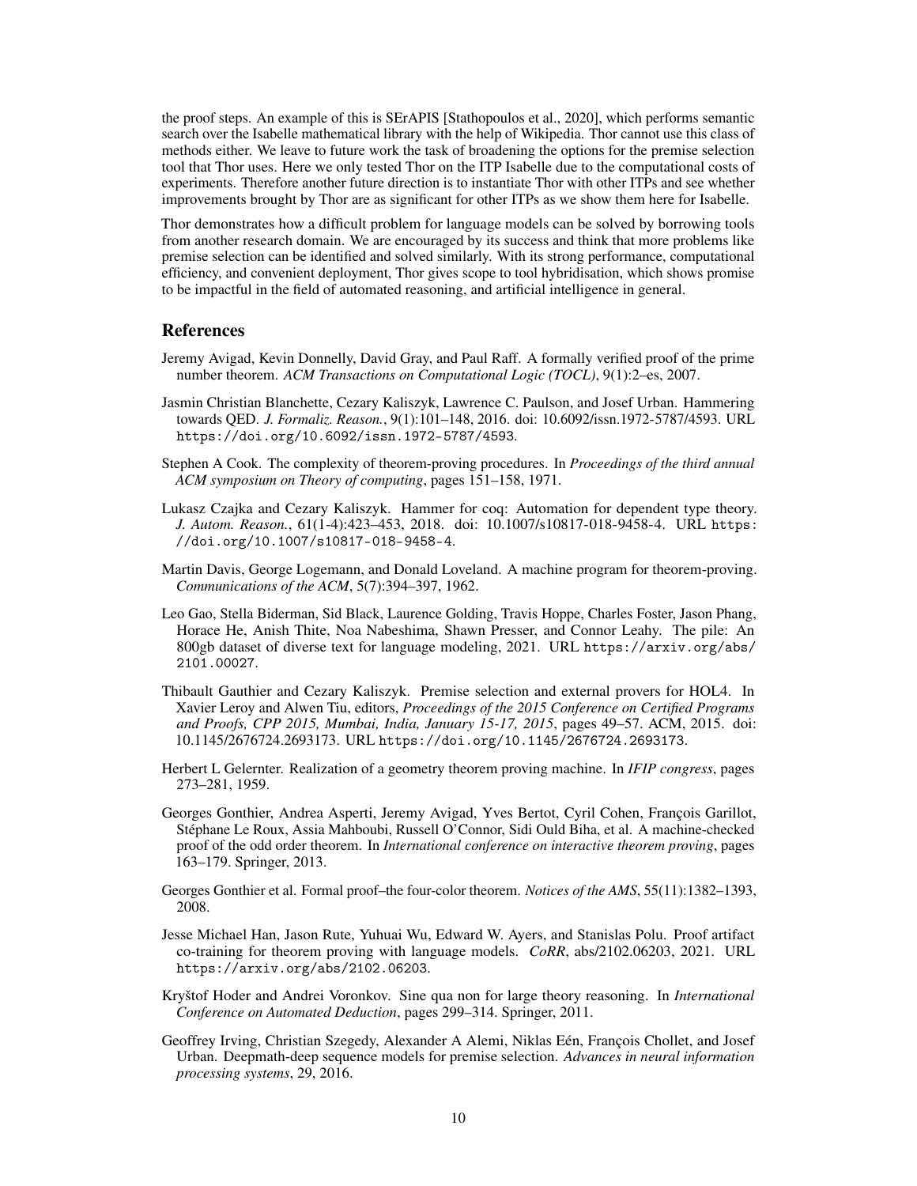the proof steps. An example of this is SErAPIS [Stathopoulos et al., 2020], which performs semantic search over the Isabelle mathematical library with the help of Wikipedia. Thor cannot use this class of methods either. We leave to future work the task of broadening the options for the premise selection tool that Thor uses. Here we only tested Thor on the ITP Isabelle due to the computational costs of experiments. Therefore another future direction is to instantiate Thor with other ITPs and see whether improvements brought by Thor are as significant for other ITPs as we show them here for Isabelle.

Thor demonstrates how a difficult problem for language models can be solved by borrowing tools from another research domain. We are encouraged by its success and think that more problems like premise selection can be identified and solved similarly. With its strong performance, computational efficiency, and convenient deployment, Thor gives scope to tool hybridisation, which shows promise to be impactful in the field of automated reasoning, and artificial intelligence in general.

## References

Jeremy Avigad, Kevin Donnelly, David Gray, and Paul Raff. A formally verified proof of the prime number theorem. *ACM Transactions on Computational Logic (TOCL)*, 9(1):2–es, 2007.

Jasmin Christian Blanchette, Cezary Kaliszyk, Lawrence C. Paulson, and Josef Urban. Hammering towards QED. *J. Formaliz. Reason.*, 9(1):101–148, 2016. doi: 10.6092/issn.1972-5787/4593. URL `https://doi.org/10.6092/issn.1972-5787/4593`.

Stephen A Cook. The complexity of theorem-proving procedures. In *Proceedings of the third annual ACM symposium on Theory of computing*, pages 151–158, 1971.

Lukasz Czajka and Cezary Kaliszyk. Hammer for coq: Automation for dependent type theory. *J. Autom. Reason.*, 61(1-4):423–453, 2018. doi: 10.1007/s10817-018-9458-4. URL `https://doi.org/10.1007/s10817-018-9458-4`.

Martin Davis, George Logemann, and Donald Loveland. A machine program for theorem-proving. *Communications of the ACM*, 5(7):394–397, 1962.

Leo Gao, Stella Biderman, Sid Black, Laurence Golding, Travis Hoppe, Charles Foster, Jason Phang, Horace He, Anish Thite, Noa Nabeshima, Shawn Presser, and Connor Leahy. The pile: An 800gb dataset of diverse text for language modeling, 2021. URL `https://arxiv.org/abs/2101.00027`.

Thibault Gauthier and Cezary Kaliszyk. Premise selection and external provers for HOL4. In Xavier Leroy and Alwen Tiu, editors, *Proceedings of the 2015 Conference on Certified Programs and Proofs, CPP 2015, Mumbai, India, January 15-17, 2015*, pages 49–57. ACM, 2015. doi: 10.1145/2676724.2693173. URL `https://doi.org/10.1145/2676724.2693173`.

Herbert L Gelernter. Realization of a geometry theorem proving machine. In *IFIP congress*, pages 273–281, 1959.

Georges Gonthier, Andrea Asperti, Jeremy Avigad, Yves Bertot, Cyril Cohen, François Garillot, Stéphane Le Roux, Assia Mahboubi, Russell O'Connor, Sidi Ould Biha, et al. A machine-checked proof of the odd order theorem. In *International conference on interactive theorem proving*, pages 163–179. Springer, 2013.

Georges Gonthier et al. Formal proof–the four-color theorem. *Notices of the AMS*, 55(11):1382–1393, 2008.

Jesse Michael Han, Jason Rute, Yuhuai Wu, Edward W. Ayers, and Stanislas Polu. Proof artifact co-training for theorem proving with language models. *CoRR*, abs/2102.06203, 2021. URL `https://arxiv.org/abs/2102.06203`.

Kryštof Hoder and Andrei Voronkov. Sine qua non for large theory reasoning. In *International Conference on Automated Deduction*, pages 299–314. Springer, 2011.

Geoffrey Irving, Christian Szegedy, Alexander A Alemi, Niklas Eén, François Chollet, and Josef Urban. Deepmath-deep sequence models for premise selection. *Advances in neural information processing systems*, 29, 2016.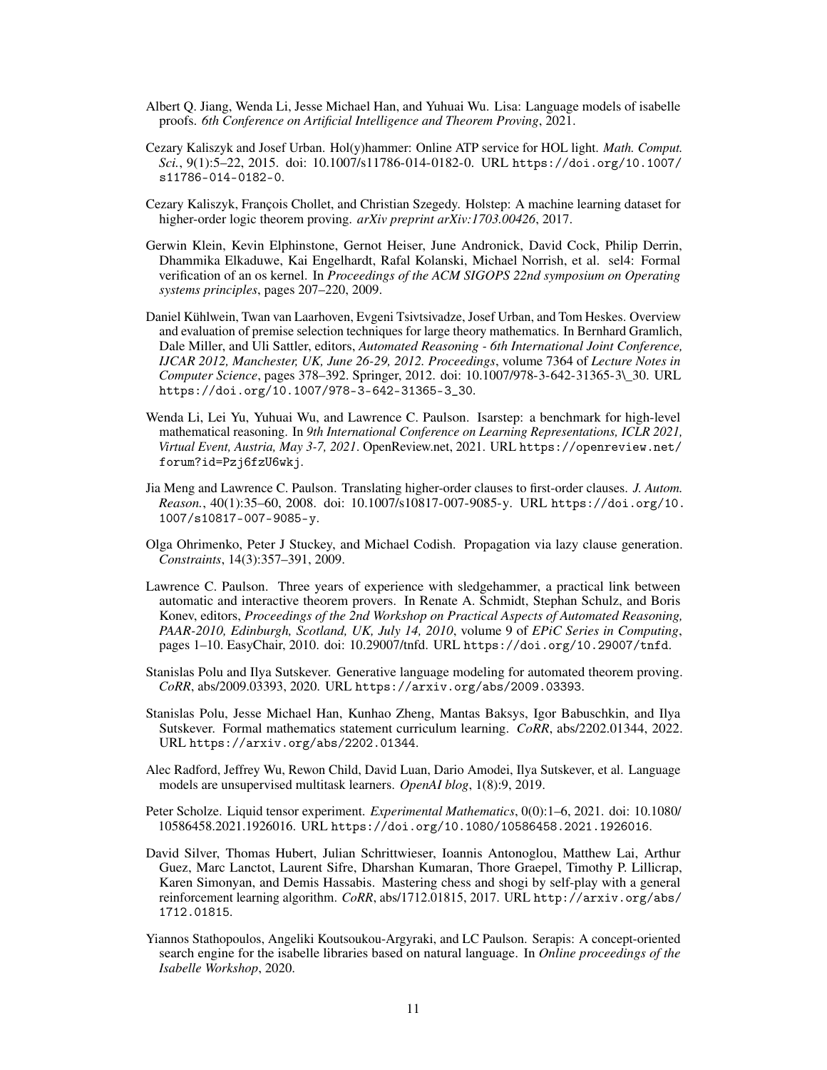Albert Q. Jiang, Wenda Li, Jesse Michael Han, and Yuhuai Wu. Lisa: Language models of isabelle proofs. *6th Conference on Artificial Intelligence and Theorem Proving*, 2021.

Cezary Kaliszyk and Josef Urban. Hol(y)hammer: Online ATP service for HOL light. *Math. Comput. Sci.*, 9(1):5–22, 2015. doi: 10.1007/s11786-014-0182-0. URL https://doi.org/10.1007/s11786-014-0182-0.

Cezary Kaliszyk, François Chollet, and Christian Szegedy. Holstep: A machine learning dataset for higher-order logic theorem proving. *arXiv preprint arXiv:1703.00426*, 2017.

Gerwin Klein, Kevin Elphinstone, Gernot Heiser, June Andronick, David Cock, Philip Derrin, Dhammika Elkaduwe, Kai Engelhardt, Rafal Kolanski, Michael Norrish, et al. sel4: Formal verification of an os kernel. In *Proceedings of the ACM SIGOPS 22nd symposium on Operating systems principles*, pages 207–220, 2009.

Daniel Kühlwein, Twan van Laarhoven, Evgeni Tsivtsivadze, Josef Urban, and Tom Heskes. Overview and evaluation of premise selection techniques for large theory mathematics. In Bernhard Gramlich, Dale Miller, and Uli Sattler, editors, *Automated Reasoning - 6th International Joint Conference, IJCAR 2012, Manchester, UK, June 26-29, 2012. Proceedings*, volume 7364 of *Lecture Notes in Computer Science*, pages 378–392. Springer, 2012. doi: 10.1007/978-3-642-31365-3\_30. URL https://doi.org/10.1007/978-3-642-31365-3_30.

Wenda Li, Lei Yu, Yuhuai Wu, and Lawrence C. Paulson. Isarstep: a benchmark for high-level mathematical reasoning. In *9th International Conference on Learning Representations, ICLR 2021, Virtual Event, Austria, May 3-7, 2021*. OpenReview.net, 2021. URL https://openreview.net/forum?id=Pzj6fzU6wkj.

Jia Meng and Lawrence C. Paulson. Translating higher-order clauses to first-order clauses. *J. Autom. Reason.*, 40(1):35–60, 2008. doi: 10.1007/s10817-007-9085-y. URL https://doi.org/10.1007/s10817-007-9085-y.

Olga Ohrimenko, Peter J Stuckey, and Michael Codish. Propagation via lazy clause generation. *Constraints*, 14(3):357–391, 2009.

Lawrence C. Paulson. Three years of experience with sledgehammer, a practical link between automatic and interactive theorem provers. In Renate A. Schmidt, Stephan Schulz, and Boris Konev, editors, *Proceedings of the 2nd Workshop on Practical Aspects of Automated Reasoning, PAAR-2010, Edinburgh, Scotland, UK, July 14, 2010*, volume 9 of *EPiC Series in Computing*, pages 1–10. EasyChair, 2010. doi: 10.29007/tnfd. URL https://doi.org/10.29007/tnfd.

Stanislas Polu and Ilya Sutskever. Generative language modeling for automated theorem proving. *CoRR*, abs/2009.03393, 2020. URL https://arxiv.org/abs/2009.03393.

Stanislas Polu, Jesse Michael Han, Kunhao Zheng, Mantas Baksys, Igor Babuschkin, and Ilya Sutskever. Formal mathematics statement curriculum learning. *CoRR*, abs/2202.01344, 2022. URL https://arxiv.org/abs/2202.01344.

Alec Radford, Jeffrey Wu, Rewon Child, David Luan, Dario Amodei, Ilya Sutskever, et al. Language models are unsupervised multitask learners. *OpenAI blog*, 1(8):9, 2019.

Peter Scholze. Liquid tensor experiment. *Experimental Mathematics*, 0(0):1–6, 2021. doi: 10.1080/10586458.2021.1926016. URL https://doi.org/10.1080/10586458.2021.1926016.

David Silver, Thomas Hubert, Julian Schrittwieser, Ioannis Antonoglou, Matthew Lai, Arthur Guez, Marc Lanctot, Laurent Sifre, Dharshan Kumaran, Thore Graepel, Timothy P. Lillicrap, Karen Simonyan, and Demis Hassabis. Mastering chess and shogi by self-play with a general reinforcement learning algorithm. *CoRR*, abs/1712.01815, 2017. URL http://arxiv.org/abs/1712.01815.

Yiannos Stathopoulos, Angeliki Koutsoukou-Argyraki, and LC Paulson. Serapis: A concept-oriented search engine for the isabelle libraries based on natural language. In *Online proceedings of the Isabelle Workshop*, 2020.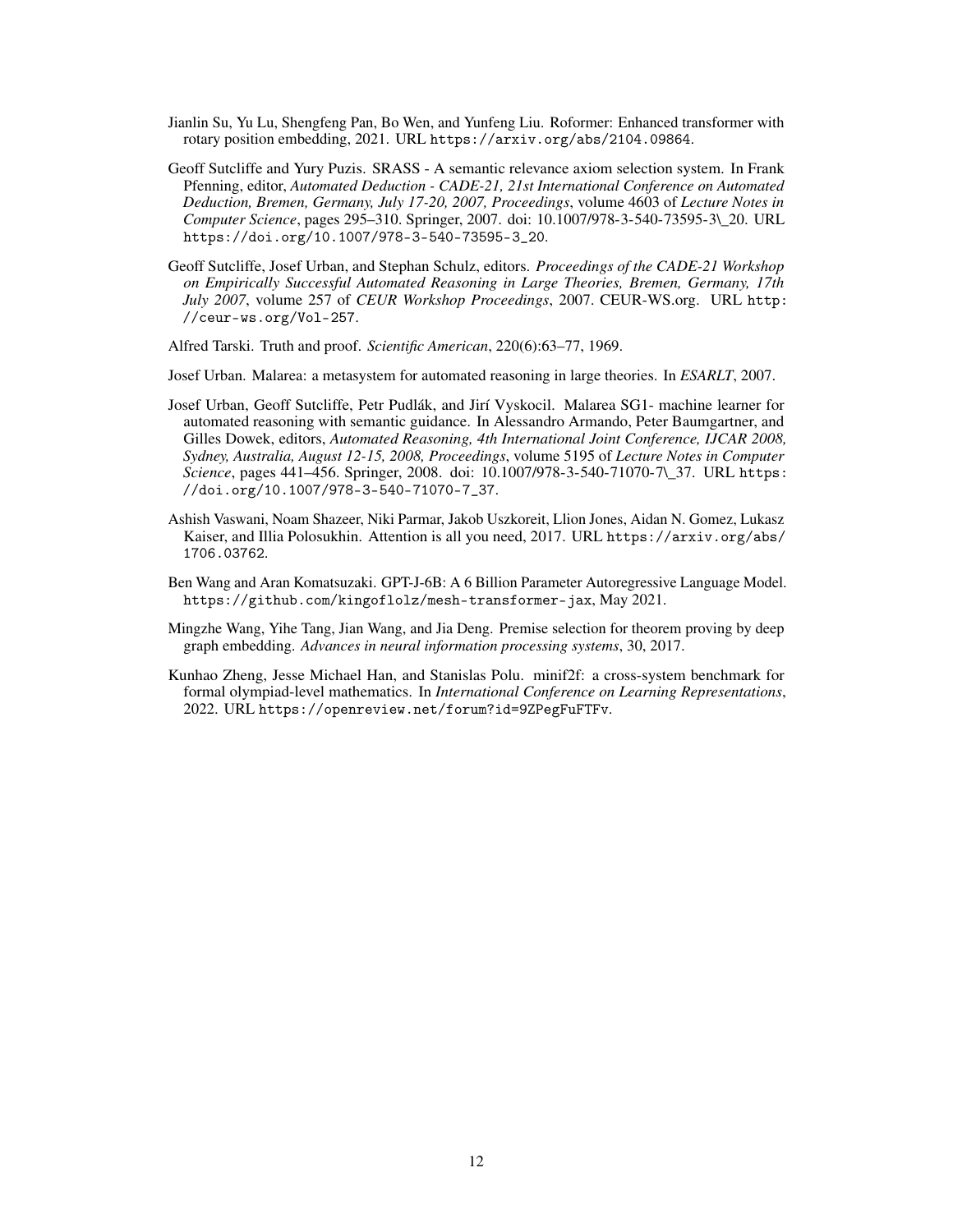Jianlin Su, Yu Lu, Shengfeng Pan, Bo Wen, and Yunfeng Liu. Roformer: Enhanced transformer with rotary position embedding, 2021. URL `https://arxiv.org/abs/2104.09864`.

Geoff Sutcliffe and Yury Puzis. SRASS - A semantic relevance axiom selection system. In Frank Pfenning, editor, *Automated Deduction - CADE-21, 21st International Conference on Automated Deduction, Bremen, Germany, July 17-20, 2007, Proceedings*, volume 4603 of *Lecture Notes in Computer Science*, pages 295–310. Springer, 2007. doi: 10.1007/978-3-540-73595-3\_20. URL `https://doi.org/10.1007/978-3-540-73595-3_20`.

Geoff Sutcliffe, Josef Urban, and Stephan Schulz, editors. *Proceedings of the CADE-21 Workshop on Empirically Successful Automated Reasoning in Large Theories, Bremen, Germany, 17th July 2007*, volume 257 of *CEUR Workshop Proceedings*, 2007. CEUR-WS.org. URL `http://ceur-ws.org/Vol-257`.

Alfred Tarski. Truth and proof. *Scientific American*, 220(6):63–77, 1969.

Josef Urban. Malarea: a metasystem for automated reasoning in large theories. In *ESARLT*, 2007.

Josef Urban, Geoff Sutcliffe, Petr Pudlák, and Jirí Vyskocil. Malarea SG1- machine learner for automated reasoning with semantic guidance. In Alessandro Armando, Peter Baumgartner, and Gilles Dowek, editors, *Automated Reasoning, 4th International Joint Conference, IJCAR 2008, Sydney, Australia, August 12-15, 2008, Proceedings*, volume 5195 of *Lecture Notes in Computer Science*, pages 441–456. Springer, 2008. doi: 10.1007/978-3-540-71070-7\_37. URL `https://doi.org/10.1007/978-3-540-71070-7_37`.

Ashish Vaswani, Noam Shazeer, Niki Parmar, Jakob Uszkoreit, Llion Jones, Aidan N. Gomez, Lukasz Kaiser, and Illia Polosukhin. Attention is all you need, 2017. URL `https://arxiv.org/abs/1706.03762`.

Ben Wang and Aran Komatsuzaki. GPT-J-6B: A 6 Billion Parameter Autoregressive Language Model. `https://github.com/kingoflolz/mesh-transformer-jax`, May 2021.

Mingzhe Wang, Yihe Tang, Jian Wang, and Jia Deng. Premise selection for theorem proving by deep graph embedding. *Advances in neural information processing systems*, 30, 2017.

Kunhao Zheng, Jesse Michael Han, and Stanislas Polu. minif2f: a cross-system benchmark for formal olympiad-level mathematics. In *International Conference on Learning Representations*, 2022. URL `https://openreview.net/forum?id=9ZPegFuFTFv`.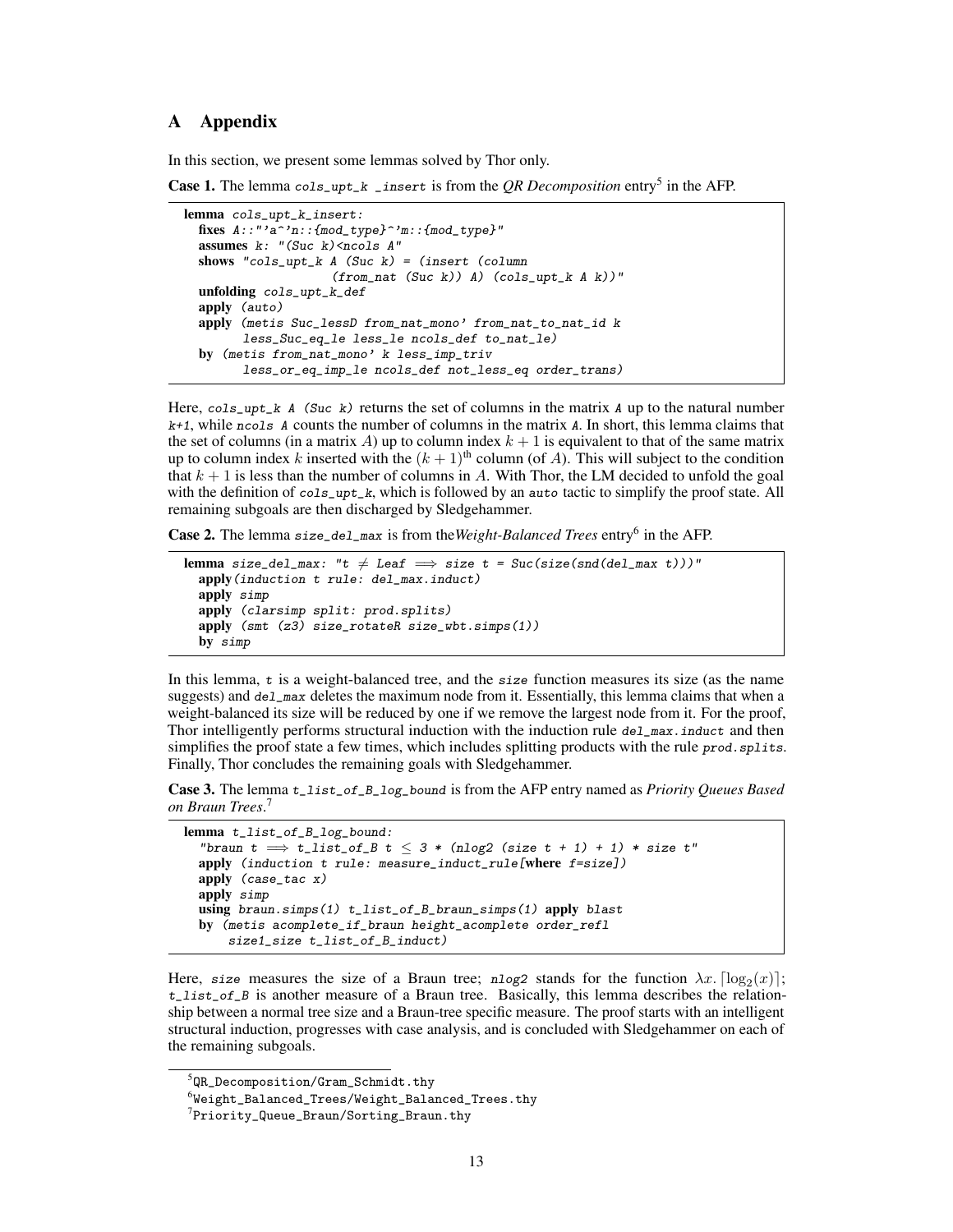# A Appendix

In this section, we present some lemmas solved by Thor only.

**Case 1.** The lemma `cols_upt_k _insert` is from the *QR Decomposition* entry[5] in the AFP.

```
lemma cols_upt_k_insert:
  fixes A::"'a^'n::{mod_type}^'m::{mod_type}"
  assumes k: "(Suc k)<ncols A"
  shows "cols_upt_k A (Suc k) = (insert (column
                    (from_nat (Suc k)) A) (cols_upt_k A k))"
  unfolding cols_upt_k_def
  apply (auto)
  apply (metis Suc_lessD from_nat_mono' from_nat_to_nat_id k
        less_Suc_eq_le less_le ncols_def to_nat_le)
  by (metis from_nat_mono' k less_imp_triv
        less_or_eq_imp_le ncols_def not_less_eq order_trans)
```

Here, `cols_upt_k A (Suc k)` returns the set of columns in the matrix `A` up to the natural number `k+1`, while `ncols A` counts the number of columns in the matrix `A`. In short, this lemma claims that the set of columns (in a matrix $A$) up to column index $k+1$ is equivalent to that of the same matrix up to column index $k$ inserted with the $(k+1)^{\text{th}}$ column (of $A$). This will subject to the condition that $k+1$ is less than the number of columns in $A$. With Thor, the LM decided to unfold the goal with the definition of `cols_upt_k`, which is followed by an `auto` tactic to simplify the proof state. All remaining subgoals are then discharged by Sledgehammer.

**Case 2.** The lemma `size_del_max` is from the*Weight-Balanced Trees* entry[6] in the AFP.

```
lemma size_del_max: "t ≠ Leaf ⟹ size t = Suc(size(snd(del_max t)))"
  apply(induction t rule: del_max.induct)
  apply simp
  apply (clarsimp split: prod.splits)
  apply (smt (z3) size_rotateR size_wbt.simps(1))
  by simp
```

In this lemma, `t` is a weight-balanced tree, and the `size` function measures its size (as the name suggests) and `del_max` deletes the maximum node from it. Essentially, this lemma claims that when a weight-balanced its size will be reduced by one if we remove the largest node from it. For the proof, Thor intelligently performs structural induction with the induction rule `del_max.induct` and then simplifies the proof state a few times, which includes splitting products with the rule `prod.splits`. Finally, Thor concludes the remaining goals with Sledgehammer.

**Case 3.** The lemma `t_list_of_B_log_bound` is from the AFP entry named as *Priority Queues Based on Braun Trees*.[7]

```
lemma t_list_of_B_log_bound:
  "braun t ⟹ t_list_of_B t ≤ 3 * (nlog2 (size t + 1) + 1) * size t"
  apply (induction t rule: measure_induct_rule[where f=size])
  apply (case_tac x)
  apply simp
  using braun.simps(1) t_list_of_B_braun_simps(1) apply blast
  by (metis acomplete_if_braun height_acomplete order_refl
      size1_size t_list_of_B_induct)
```

Here, `size` measures the size of a Braun tree; `nlog2` stands for the function $\lambda x. \lceil \log_2(x) \rceil$; `t_list_of_B` is another measure of a Braun tree. Basically, this lemma describes the relationship between a normal tree size and a Braun-tree specific measure. The proof starts with an intelligent structural induction, progresses with case analysis, and is concluded with Sledgehammer on each of the remaining subgoals.

---

[5] QR_Decomposition/Gram_Schmidt.thy

[6] Weight_Balanced_Trees/Weight_Balanced_Trees.thy

[7] Priority_Queue_Braun/Sorting_Braun.thy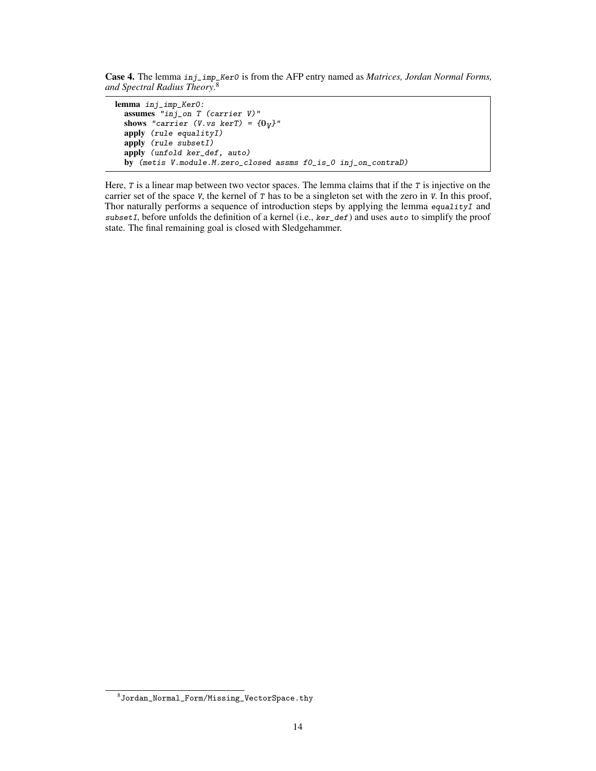**Case 4.** The lemma *inj_imp_Ker0* is from the AFP entry named as *Matrices, Jordan Normal Forms, and Spectral Radius Theory*.[8]

```
lemma inj_imp_Ker0:
  assumes "inj_on T (carrier V)"
  shows "carrier (V.vs kerT) = {0_V}"
  apply (rule equalityI)
  apply (rule subsetI)
  apply (unfold ker_def, auto)
  by (metis V.module.M.zero_closed assms f0_is_0 inj_on_contraD)
```

Here, *T* is a linear map between two vector spaces. The lemma claims that if the *T* is injective on the carrier set of the space *V*, the kernel of *T* has to be a singleton set with the zero in *V*. In this proof, Thor naturally performs a sequence of introduction steps by applying the lemma *equalityI* and *subsetI*, before unfolds the definition of a kernel (i.e., *ker_def*) and uses auto to simplify the proof state. The final remaining goal is closed with Sledgehammer.

[8] Jordan_Normal_Form/Missing_VectorSpace.thy